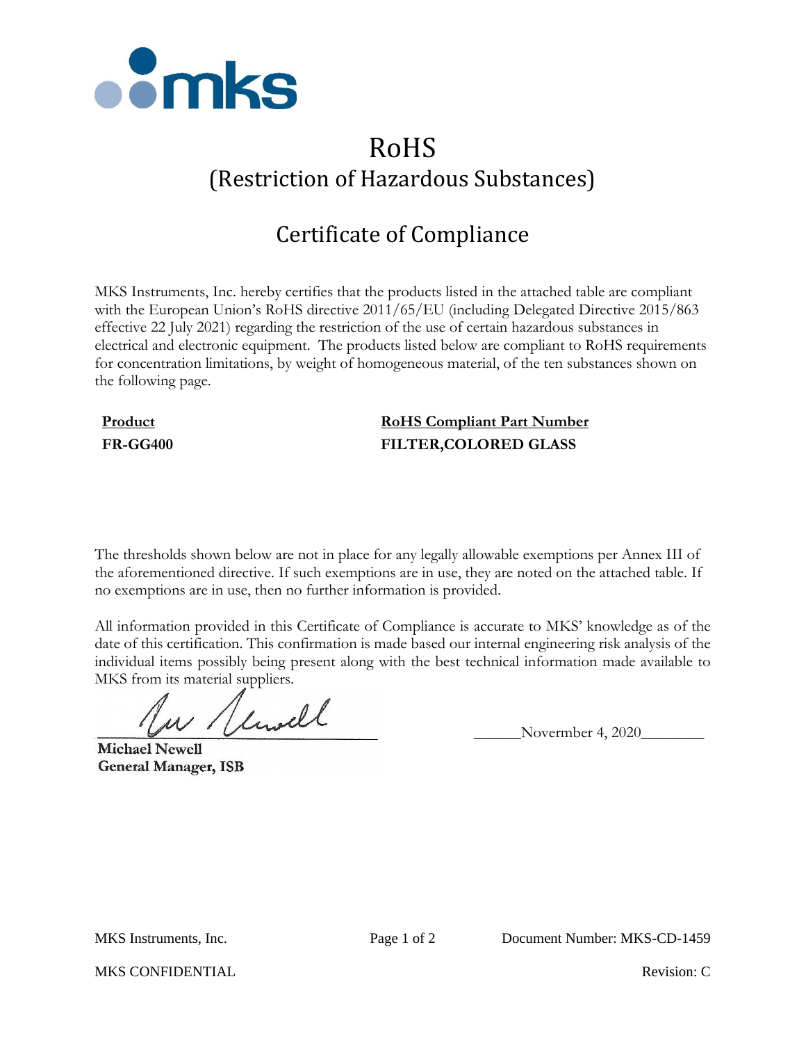# RoHS
## (Restriction of Hazardous Substances)

## Certificate of Compliance

MKS Instruments, Inc. hereby certifies that the products listed in the attached table are compliant with the European Union's RoHS directive 2011/65/EU (including Delegated Directive 2015/863 effective 22 July 2021) regarding the restriction of the use of certain hazardous substances in electrical and electronic equipment. The products listed below are compliant to RoHS requirements for concentration limitations, by weight of homogeneous material, of the ten substances shown on the following page.

| Product | RoHS Compliant Part Number |
| --- | --- |
| **FR-GG400** | **FILTER,COLORED GLASS** |

The thresholds shown below are not in place for any legally allowable exemptions per Annex III of the aforementioned directive. If such exemptions are in use, they are noted on the attached table. If no exemptions are in use, then no further information is provided.

All information provided in this Certificate of Compliance is accurate to MKS' knowledge as of the date of this certification. This confirmation is made based our internal engineering risk analysis of the individual items possibly being present along with the best technical information made available to MKS from its material suppliers.

______________________________ ______Novermber 4, 2020________

**Michael Newell**
**General Manager, ISB**

MKS Instruments, Inc. Document Number: MKS-CD-1459

MKS CONFIDENTIAL Revision: C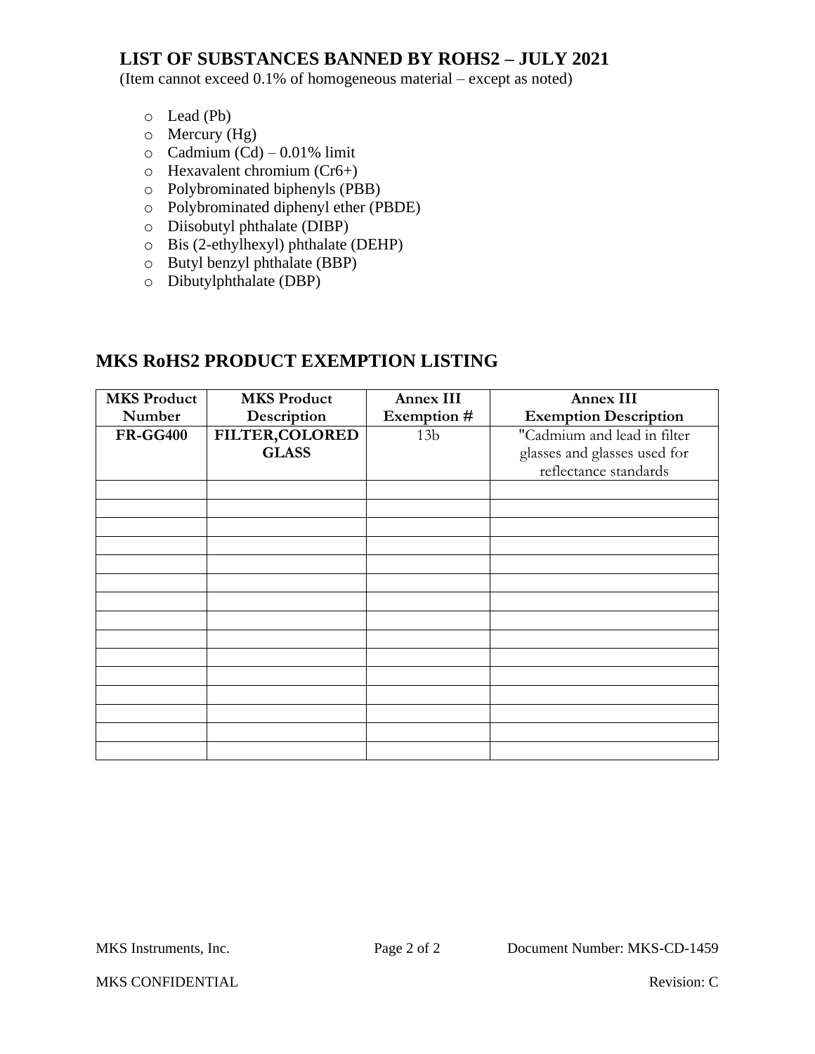## LIST OF SUBSTANCES BANNED BY ROHS2 – JULY 2021

(Item cannot exceed 0.1% of homogeneous material – except as noted)

- Lead (Pb)
- Mercury (Hg)
- Cadmium (Cd) – 0.01% limit
- Hexavalent chromium ($Cr^{6+}$)
- Polybrominated biphenyls (PBB)
- Polybrominated diphenyl ether (PBDE)
- Diisobutyl phthalate (DIBP)
- Bis (2-ethylhexyl) phthalate (DEHP)
- Butyl benzyl phthalate (BBP)
- Dibutylphthalate (DBP)

## MKS RoHS2 PRODUCT EXEMPTION LISTING

| MKS Product Number | MKS Product Description | Annex III Exemption # | Annex III Exemption Description |
|---|---|---|---|
| **FR-GG400** | **FILTER,COLORED GLASS** | 13b | "Cadmium and lead in filter glasses and glasses used for reflectance standards |
| | | | |
| | | | |
| | | | |
| | | | |
| | | | |
| | | | |
| | | | |
| | | | |
| | | | |
| | | | |
| | | | |
| | | | |
| | | | |
| | | | |
| | | | |

MKS Instruments, Inc.

Document Number: MKS-CD-1459

MKS CONFIDENTIAL

Revision: C